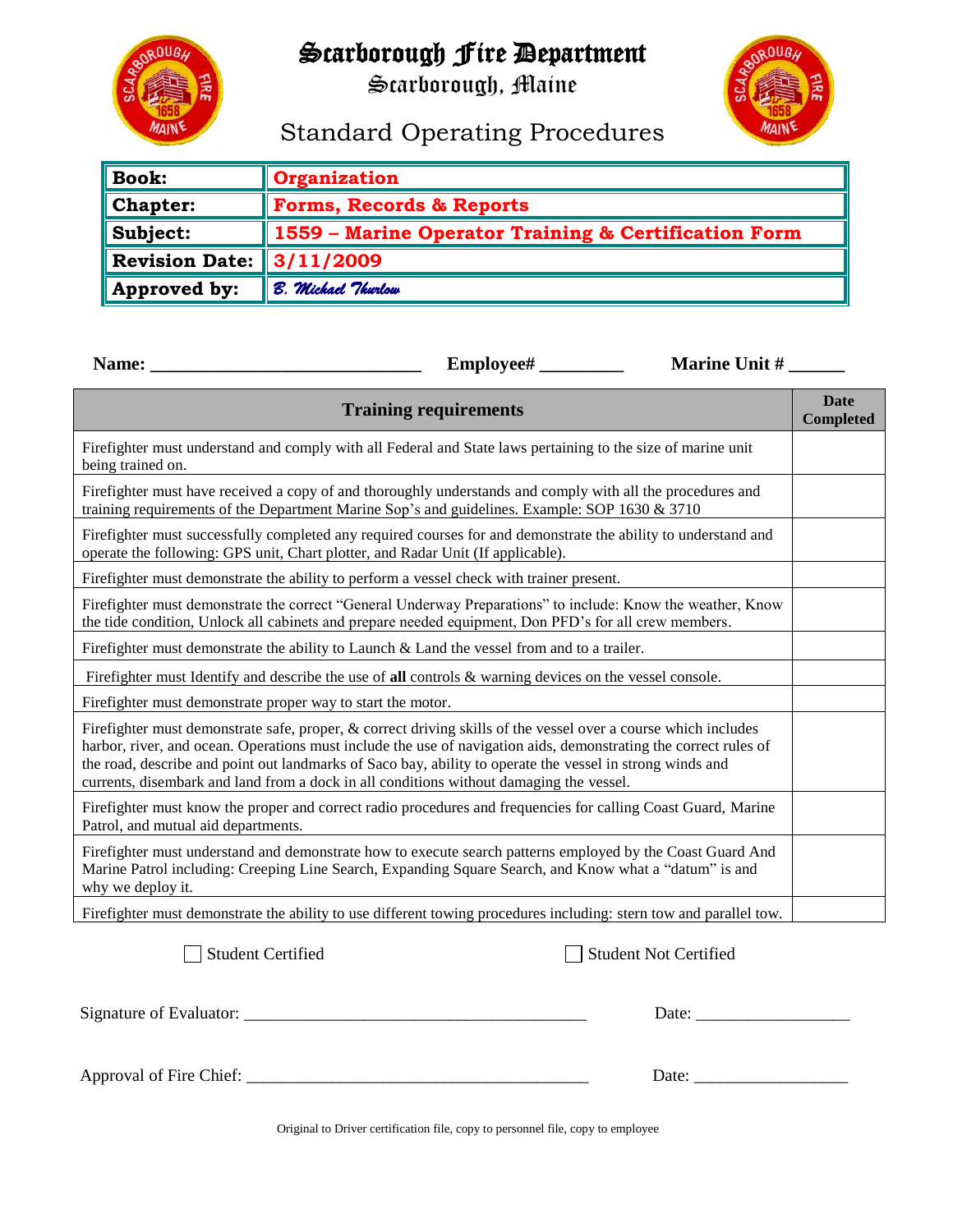# Scarborough Fire Department

## Scarborough, Maine

## Standard Operating Procedures

| | |
|---|---|
| **Book:** | **Organization** |
| **Chapter:** | **Forms, Records & Reports** |
| **Subject:** | **1559 – Marine Operator Training & Certification Form** |
| **Revision Date:** | **3/11/2009** |
| **Approved by:** | *B. Michael Thurlow* |

**Name:** ______________________________ **Employee#** _________ **Marine Unit #** ______

| Training requirements | Date Completed |
|---|---|
| Firefighter must understand and comply with all Federal and State laws pertaining to the size of marine unit being trained on. | |
| Firefighter must have received a copy of and thoroughly understands and comply with all the procedures and training requirements of the Department Marine Sop's and guidelines. Example: SOP 1630 & 3710 | |
| Firefighter must successfully completed any required courses for and demonstrate the ability to understand and operate the following: GPS unit, Chart plotter, and Radar Unit (If applicable). | |
| Firefighter must demonstrate the ability to perform a vessel check with trainer present. | |
| Firefighter must demonstrate the correct "General Underway Preparations" to include: Know the weather, Know the tide condition, Unlock all cabinets and prepare needed equipment, Don PFD's for all crew members. | |
| Firefighter must demonstrate the ability to Launch & Land the vessel from and to a trailer. | |
| Firefighter must Identify and describe the use of **all** controls & warning devices on the vessel console. | |
| Firefighter must demonstrate proper way to start the motor. | |
| Firefighter must demonstrate safe, proper, & correct driving skills of the vessel over a course which includes harbor, river, and ocean. Operations must include the use of navigation aids, demonstrating the correct rules of the road, describe and point out landmarks of Saco bay, ability to operate the vessel in strong winds and currents, disembark and land from a dock in all conditions without damaging the vessel. | |
| Firefighter must know the proper and correct radio procedures and frequencies for calling Coast Guard, Marine Patrol, and mutual aid departments. | |
| Firefighter must understand and demonstrate how to execute search patterns employed by the Coast Guard And Marine Patrol including: Creeping Line Search, Expanding Square Search, and Know what a "datum" is and why we deploy it. | |
| Firefighter must demonstrate the ability to use different towing procedures including: stern tow and parallel tow. | |

☐ Student Certified ☐ Student Not Certified

Signature of Evaluator: ________________________________________ Date: __________________

Approval of Fire Chief: ________________________________________ Date: __________________

Original to Driver certification file, copy to personnel file, copy to employee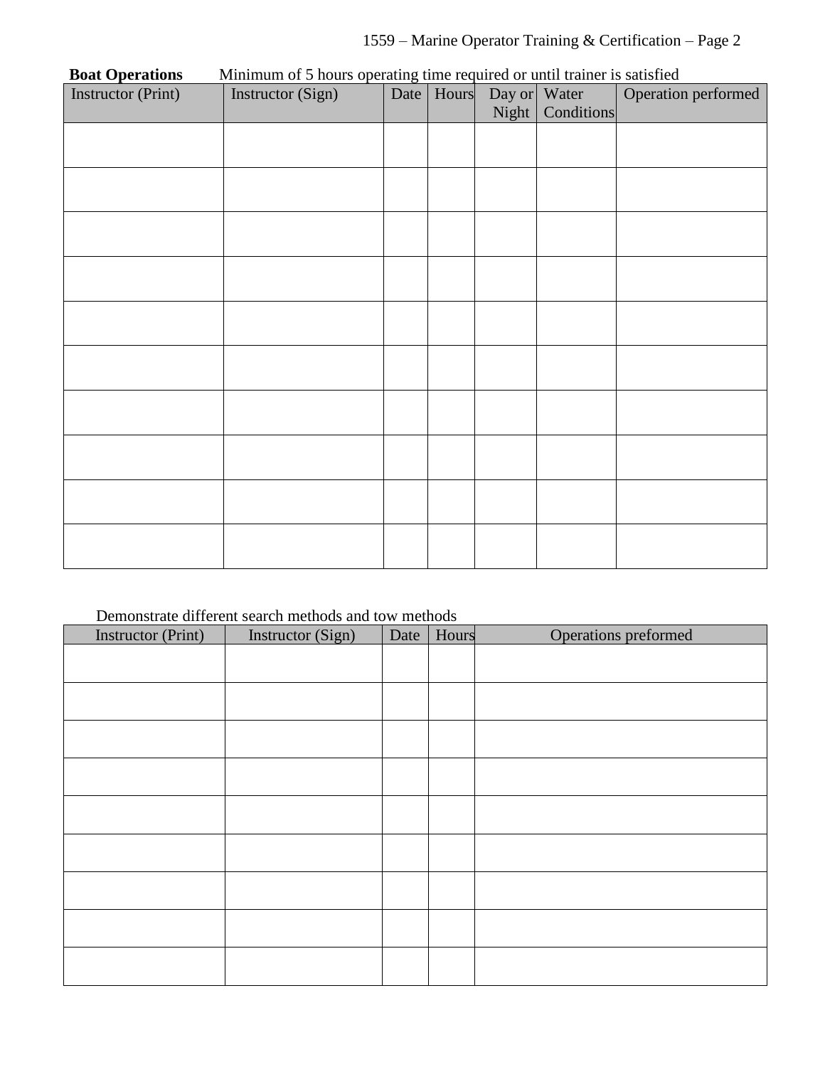**Boat Operations** Minimum of 5 hours operating time required or until trainer is satisfied

| Instructor (Print) | Instructor (Sign) | Date | Hours | Day or Night | Water Conditions | Operation performed |
|---|---|---|---|---|---|---|
| | | | | | | |
| | | | | | | |
| | | | | | | |
| | | | | | | |
| | | | | | | |
| | | | | | | |
| | | | | | | |
| | | | | | | |
| | | | | | | |
| | | | | | | |

Demonstrate different search methods and tow methods

| Instructor (Print) | Instructor (Sign) | Date | Hours | Operations preformed |
|---|---|---|---|---|
| | | | | |
| | | | | |
| | | | | |
| | | | | |
| | | | | |
| | | | | |
| | | | | |
| | | | | |
| | | | | |